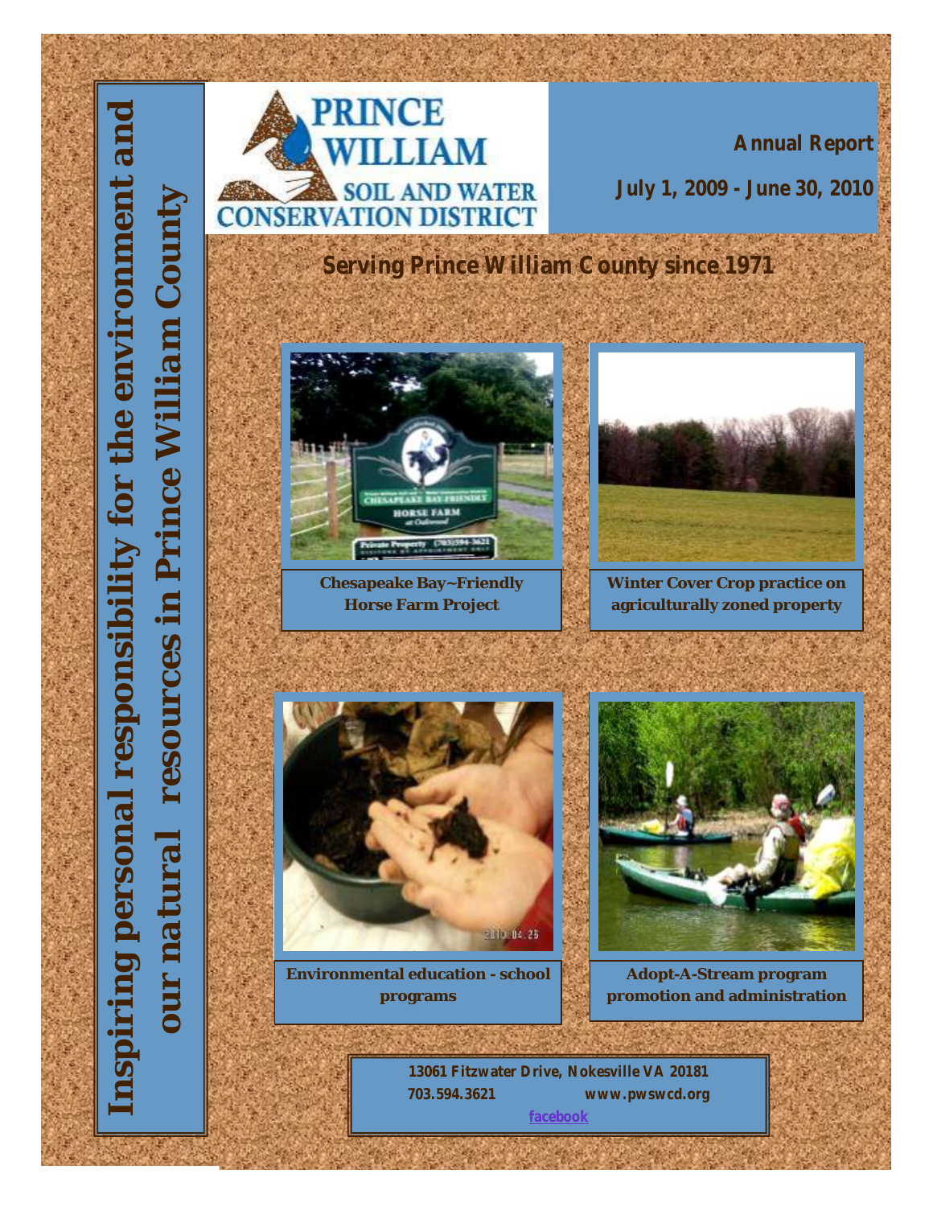# Inspiring personal responsibility for the environment and our natural resources in Prince William County

PRINCE WILLIAM SOIL AND WATER CONSERVATION DISTRICT

**Annual Report**

**July 1, 2009 - June 30, 2010**

## Serving Prince William County since 1971

Chesapeake Bay~Friendly Horse Farm Project

Winter Cover Crop practice on agriculturally zoned property

Environmental education - school programs

Adopt-A-Stream program promotion and administration

13061 Fitzwater Drive, Nokesville VA 20181
703.594.3621 www.pwswcd.org
facebook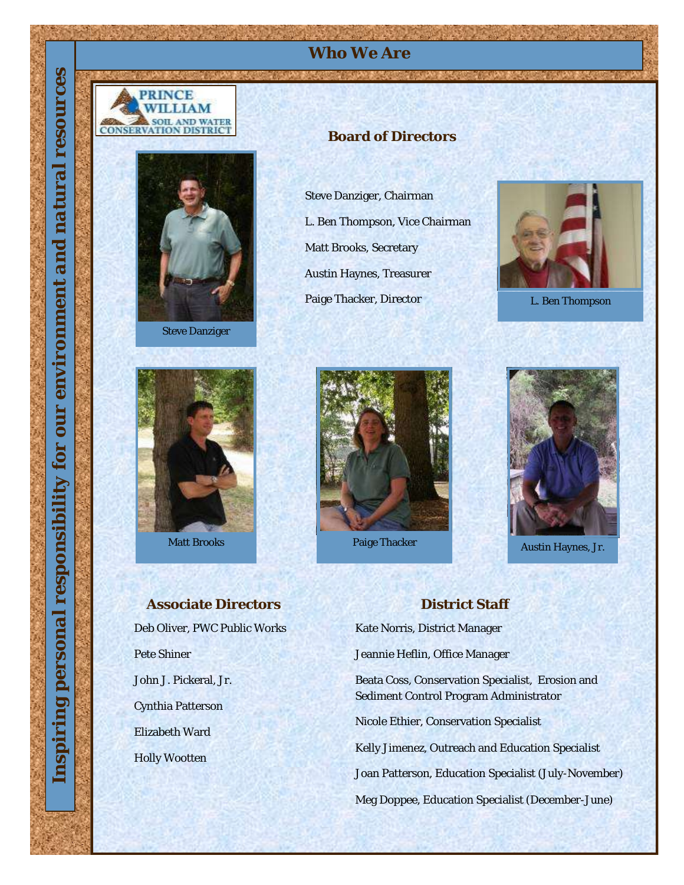# Who We Are

Inspiring personal responsibility for our environment and natural resources

PRINCE WILLIAM SOIL AND WATER CONSERVATION DISTRICT

## Board of Directors

Steve Danziger, Chairman

L. Ben Thompson, Vice Chairman

Matt Brooks, Secretary

Austin Haynes, Treasurer

Paige Thacker, Director

Steve Danziger

L. Ben Thompson

Matt Brooks

Paige Thacker

Austin Haynes, Jr.

## Associate Directors

Deb Oliver, PWC Public Works

Pete Shiner

John J. Pickeral, Jr.

Cynthia Patterson

Elizabeth Ward

Holly Wootten

## District Staff

Kate Norris, District Manager

Jeannie Heflin, Office Manager

Beata Coss, Conservation Specialist, Erosion and Sediment Control Program Administrator

Nicole Ethier, Conservation Specialist

Kelly Jimenez, Outreach and Education Specialist

Joan Patterson, Education Specialist (July-November)

Meg Doppee, Education Specialist (December-June)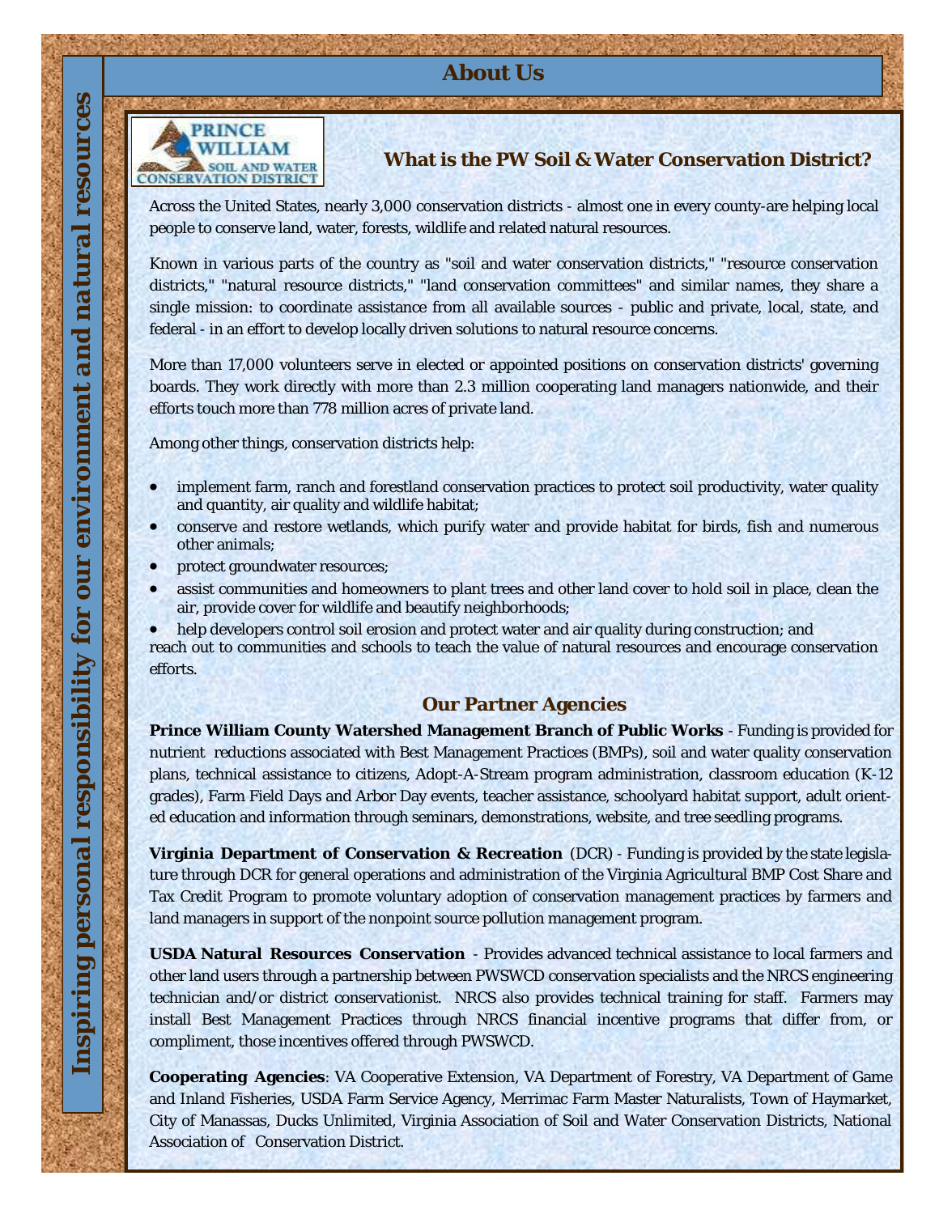Inspiring personal responsibility for our environment and natural resources

# About Us

PRINCE WILLIAM SOIL AND WATER CONSERVATION DISTRICT

## What is the PW Soil & Water Conservation District?

Across the United States, nearly 3,000 conservation districts - almost one in every county-are helping local people to conserve land, water, forests, wildlife and related natural resources.

Known in various parts of the country as "soil and water conservation districts," "resource conservation districts," "natural resource districts," "land conservation committees" and similar names, they share a single mission: to coordinate assistance from all available sources - public and private, local, state, and federal - in an effort to develop locally driven solutions to natural resource concerns.

More than 17,000 volunteers serve in elected or appointed positions on conservation districts' governing boards. They work directly with more than 2.3 million cooperating land managers nationwide, and their efforts touch more than 778 million acres of private land.

Among other things, conservation districts help:

- implement farm, ranch and forestland conservation practices to protect soil productivity, water quality and quantity, air quality and wildlife habitat;
- conserve and restore wetlands, which purify water and provide habitat for birds, fish and numerous other animals;
- protect groundwater resources;
- assist communities and homeowners to plant trees and other land cover to hold soil in place, clean the air, provide cover for wildlife and beautify neighborhoods;
- help developers control soil erosion and protect water and air quality during construction; and

reach out to communities and schools to teach the value of natural resources and encourage conservation efforts.

## Our Partner Agencies

**Prince William County Watershed Management Branch of Public Works** - Funding is provided for nutrient reductions associated with Best Management Practices (BMPs), soil and water quality conservation plans, technical assistance to citizens, Adopt-A-Stream program administration, classroom education (K-12 grades), Farm Field Days and Arbor Day events, teacher assistance, schoolyard habitat support, adult oriented education and information through seminars, demonstrations, website, and tree seedling programs.

**Virginia Department of Conservation & Recreation** (DCR) - Funding is provided by the state legislature through DCR for general operations and administration of the Virginia Agricultural BMP Cost Share and Tax Credit Program to promote voluntary adoption of conservation management practices by farmers and land managers in support of the nonpoint source pollution management program.

**USDA Natural Resources Conservation** - Provides advanced technical assistance to local farmers and other land users through a partnership between PWSWCD conservation specialists and the NRCS engineering technician and/or district conservationist. NRCS also provides technical training for staff. Farmers may install Best Management Practices through NRCS financial incentive programs that differ from, or compliment, those incentives offered through PWSWCD.

**Cooperating Agencies**: VA Cooperative Extension, VA Department of Forestry, VA Department of Game and Inland Fisheries, USDA Farm Service Agency, Merrimac Farm Master Naturalists, Town of Haymarket, City of Manassas, Ducks Unlimited, Virginia Association of Soil and Water Conservation Districts, National Association of Conservation District.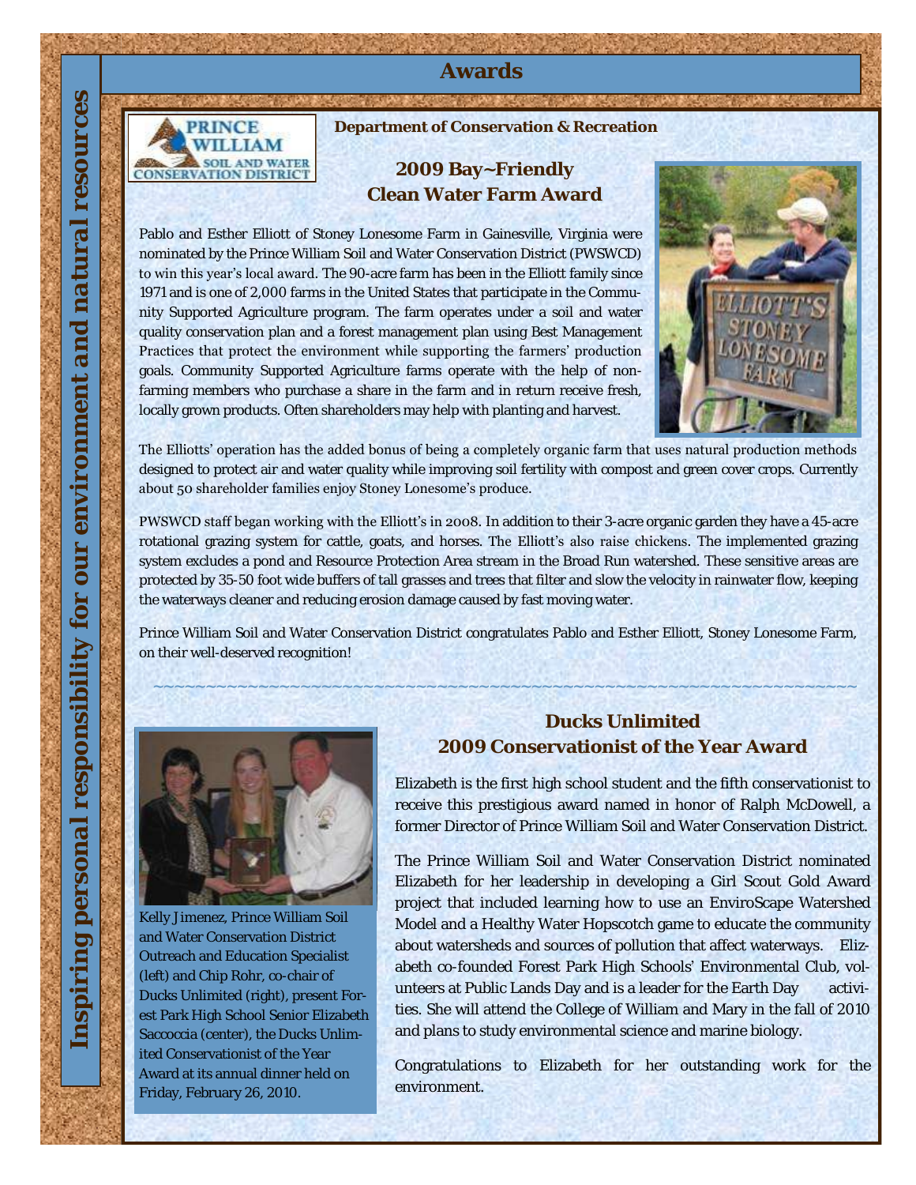# Awards

**Department of Conservation & Recreation**

## 2009 Bay~Friendly Clean Water Farm Award

Pablo and Esther Elliott of Stoney Lonesome Farm in Gainesville, Virginia were nominated by the Prince William Soil and Water Conservation District (PWSWCD) to win this year's local award. The 90-acre farm has been in the Elliott family since 1971 and is one of 2,000 farms in the United States that participate in the Community Supported Agriculture program. The farm operates under a soil and water quality conservation plan and a forest management plan using Best Management Practices that protect the environment while supporting the farmers' production goals. Community Supported Agriculture farms operate with the help of non-farming members who purchase a share in the farm and in return receive fresh, locally grown products. Often shareholders may help with planting and harvest.

The Elliotts' operation has the added bonus of being a completely organic farm that uses natural production methods designed to protect air and water quality while improving soil fertility with compost and green cover crops. Currently about 50 shareholder families enjoy Stoney Lonesome's produce.

PWSWCD staff began working with the Elliott's in 2008. In addition to their 3-acre organic garden they have a 45-acre rotational grazing system for cattle, goats, and horses. The Elliott's also raise chickens. The implemented grazing system excludes a pond and Resource Protection Area stream in the Broad Run watershed. These sensitive areas are protected by 35-50 foot wide buffers of tall grasses and trees that filter and slow the velocity in rainwater flow, keeping the waterways cleaner and reducing erosion damage caused by fast moving water.

Prince William Soil and Water Conservation District congratulates Pablo and Esther Elliott, Stoney Lonesome Farm, on their well-deserved recognition!

## Ducks Unlimited 2009 Conservationist of the Year Award

Elizabeth is the first high school student and the fifth conservationist to receive this prestigious award named in honor of Ralph McDowell, a former Director of Prince William Soil and Water Conservation District.

The Prince William Soil and Water Conservation District nominated Elizabeth for her leadership in developing a Girl Scout Gold Award project that included learning how to use an EnviroScape Watershed Model and a Healthy Water Hopscotch game to educate the community about watersheds and sources of pollution that affect waterways. Elizabeth co-founded Forest Park High Schools' Environmental Club, volunteers at Public Lands Day and is a leader for the Earth Day activities. She will attend the College of William and Mary in the fall of 2010 and plans to study environmental science and marine biology.

Congratulations to Elizabeth for her outstanding work for the environment.

Kelly Jimenez, Prince William Soil and Water Conservation District Outreach and Education Specialist (left) and Chip Rohr, co-chair of Ducks Unlimited (right), present Forest Park High School Senior Elizabeth Saccoccia (center), the Ducks Unlimited Conservationist of the Year Award at its annual dinner held on Friday, February 26, 2010.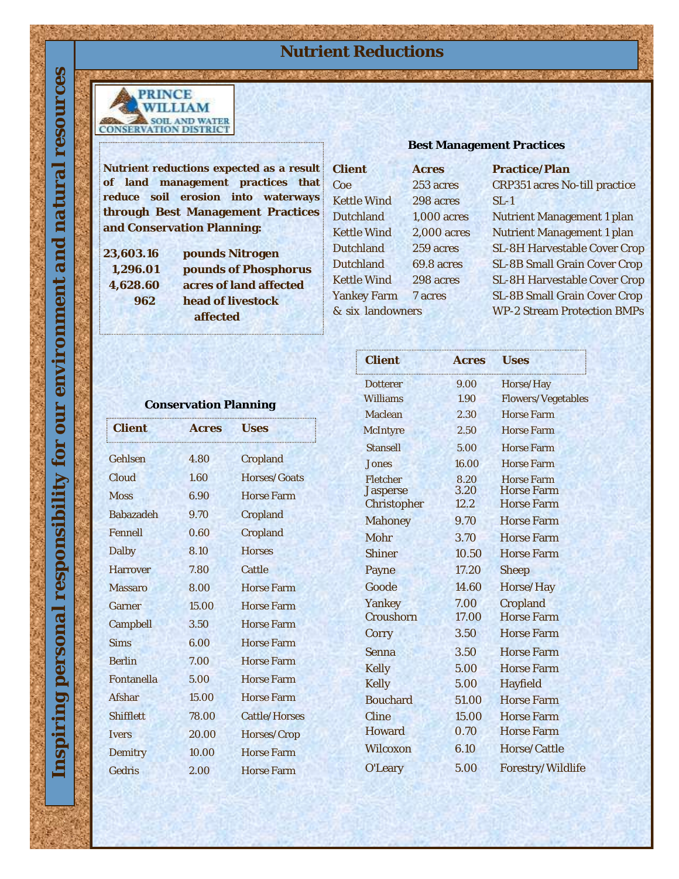# Nutrient Reductions

Inspiring personal responsibility for our environment and natural resources

PRINCE WILLIAM SOIL AND WATER CONSERVATION DISTRICT

**Nutrient reductions expected as a result of land management practices that reduce soil erosion into waterways through Best Management Practices and Conservation Planning:**

| | |
|---|---|
| **23,603.16** | **pounds Nitrogen** |
| **1,296.01** | **pounds of Phosphorus** |
| **4,628.60** | **acres of land affected** |
| **962** | **head of livestock affected** |

### Best Management Practices

| Client | Acres | Practice/Plan |
|---|---|---|
| Coe | 253 acres | CRP351 acres No-till practice |
| Kettle Wind | 298 acres | SL-1 |
| Dutchland | 1,000 acres | Nutrient Management 1 plan |
| Kettle Wind | 2,000 acres | Nutrient Management 1 plan |
| Dutchland | 259 acres | SL-8H Harvestable Cover Crop |
| Dutchland | 69.8 acres | SL-8B Small Grain Cover Crop |
| Kettle Wind | 298 acres | SL-8H Harvestable Cover Crop |
| Yankey Farm | 7 acres | SL-8B Small Grain Cover Crop |
| & six landowners | | WP-2 Stream Protection BMPs |

### Conservation Planning

| Client | Acres | Uses |
|---|---|---|
| Gehlsen | 4.80 | Cropland |
| Cloud | 1.60 | Horses/Goats |
| Moss | 6.90 | Horse Farm |
| Babazadeh | 9.70 | Cropland |
| Fennell | 0.60 | Cropland |
| Dalby | 8.10 | Horses |
| Harrover | 7.80 | Cattle |
| Massaro | 8.00 | Horse Farm |
| Garner | 15.00 | Horse Farm |
| Campbell | 3.50 | Horse Farm |
| Sims | 6.00 | Horse Farm |
| Berlin | 7.00 | Horse Farm |
| Fontanella | 5.00 | Horse Farm |
| Afshar | 15.00 | Horse Farm |
| Shifflett | 78.00 | Cattle/Horses |
| Ivers | 20.00 | Horses/Crop |
| Demitry | 10.00 | Horse Farm |
| Gedris | 2.00 | Horse Farm |
| Dotterer | 9.00 | Horse/Hay |
| Williams | 1.90 | Flowers/Vegetables |
| Maclean | 2.30 | Horse Farm |
| McIntyre | 2.50 | Horse Farm |
| Stansell | 5.00 | Horse Farm |
| Jones | 16.00 | Horse Farm |
| Fletcher | 8.20 | Horse Farm |
| Jasperse | 3.20 | Horse Farm |
| Christopher | 12.2 | Horse Farm |
| Mahoney | 9.70 | Horse Farm |
| Mohr | 3.70 | Horse Farm |
| Shiner | 10.50 | Horse Farm |
| Payne | 17.20 | Sheep |
| Goode | 14.60 | Horse/Hay |
| Yankey | 7.00 | Cropland |
| Croushorn | 17.00 | Horse Farm |
| Corry | 3.50 | Horse Farm |
| Senna | 3.50 | Horse Farm |
| Kelly | 5.00 | Horse Farm |
| Kelly | 5.00 | Hayfield |
| Bouchard | 51.00 | Horse Farm |
| Cline | 15.00 | Horse Farm |
| Howard | 0.70 | Horse Farm |
| Wilcoxon | 6.10 | Horse/Cattle |
| O'Leary | 5.00 | Forestry/Wildlife |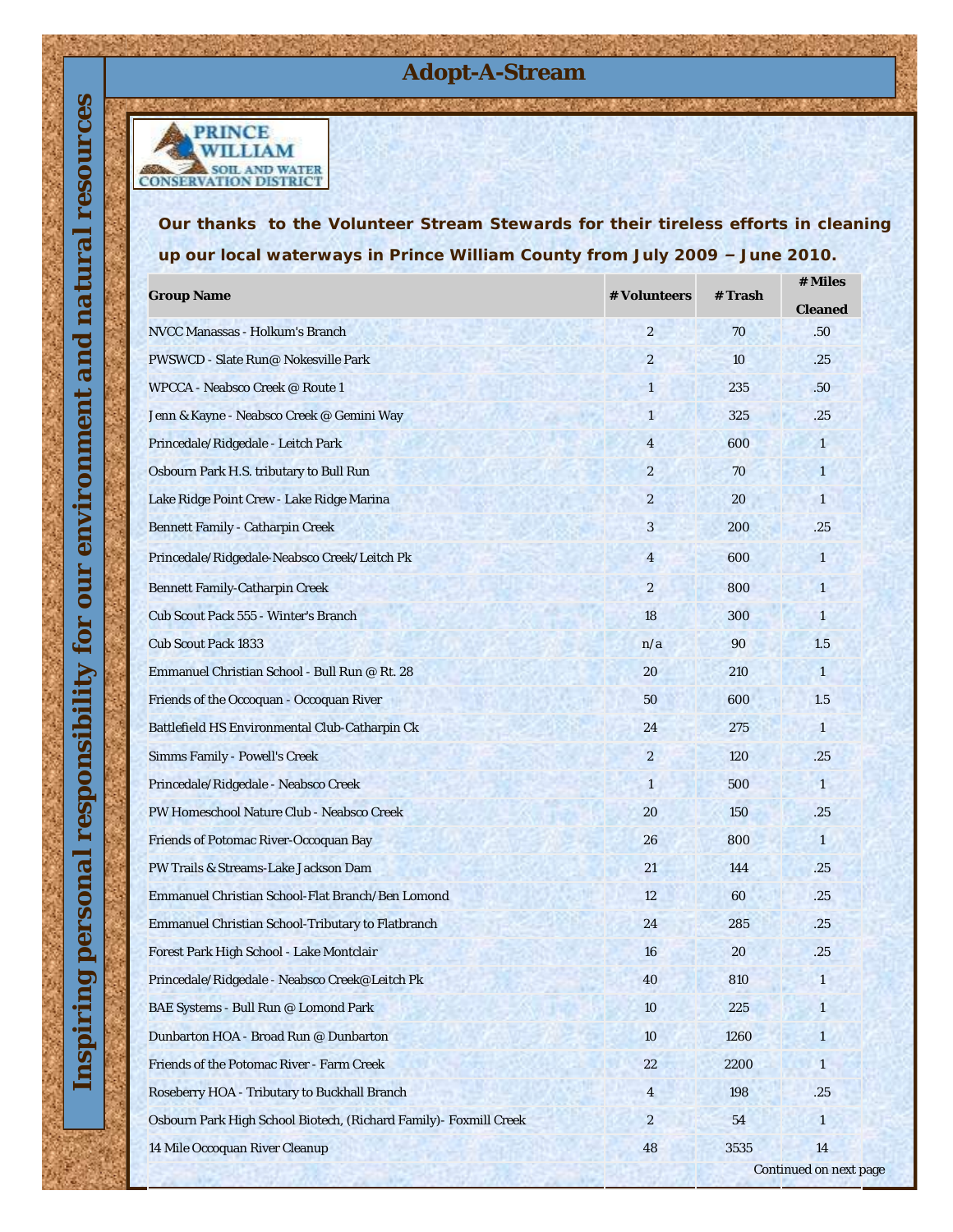# Adopt-A-Stream

Inspiring personal responsibility for our environment and natural resources

PRINCE WILLIAM SOIL AND WATER CONSERVATION DISTRICT

**Our thanks to the Volunteer Stream Stewards for their tireless efforts in cleaning up our local waterways in Prince William County from July 2009 – June 2010.**

| Group Name | # Volunteers | # Trash | # Miles Cleaned |
|---|---|---|---|
| NVCC Manassas - Holkum's Branch | 2 | 70 | .50 |
| PWSWCD - Slate Run@ Nokesville Park | 2 | 10 | .25 |
| WPCCA - Neabsco Creek @ Route 1 | 1 | 235 | .50 |
| Jenn & Kayne - Neabsco Creek @ Gemini Way | 1 | 325 | .25 |
| Princedale/Ridgedale - Leitch Park | 4 | 600 | 1 |
| Osbourn Park H.S. tributary to Bull Run | 2 | 70 | 1 |
| Lake Ridge Point Crew - Lake Ridge Marina | 2 | 20 | 1 |
| Bennett Family - Catharpin Creek | 3 | 200 | .25 |
| Princedale/Ridgedale-Neabsco Creek/Leitch Pk | 4 | 600 | 1 |
| Bennett Family-Catharpin Creek | 2 | 800 | 1 |
| Cub Scout Pack 555 - Winter's Branch | 18 | 300 | 1 |
| Cub Scout Pack 1833 | n/a | 90 | 1.5 |
| Emmanuel Christian School - Bull Run @ Rt. 28 | 20 | 210 | 1 |
| Friends of the Occoquan - Occoquan River | 50 | 600 | 1.5 |
| Battlefield HS Environmental Club-Catharpin Ck | 24 | 275 | 1 |
| Simms Family - Powell's Creek | 2 | 120 | .25 |
| Princedale/Ridgedale - Neabsco Creek | 1 | 500 | 1 |
| PW Homeschool Nature Club - Neabsco Creek | 20 | 150 | .25 |
| Friends of Potomac River-Occoquan Bay | 26 | 800 | 1 |
| PW Trails & Streams-Lake Jackson Dam | 21 | 144 | .25 |
| Emmanuel Christian School-Flat Branch/Ben Lomond | 12 | 60 | .25 |
| Emmanuel Christian School-Tributary to Flatbranch | 24 | 285 | .25 |
| Forest Park High School - Lake Montclair | 16 | 20 | .25 |
| Princedale/Ridgedale - Neabsco Creek@Leitch Pk | 40 | 810 | 1 |
| BAE Systems - Bull Run @ Lomond Park | 10 | 225 | 1 |
| Dunbarton HOA - Broad Run @ Dunbarton | 10 | 1260 | 1 |
| Friends of the Potomac River - Farm Creek | 22 | 2200 | 1 |
| Roseberry HOA - Tributary to Buckhall Branch | 4 | 198 | .25 |
| Osbourn Park High School Biotech, (Richard Family)- Foxmill Creek | 2 | 54 | 1 |
| 14 Mile Occoquan River Cleanup | 48 | 3535 | 14 |

Continued on next page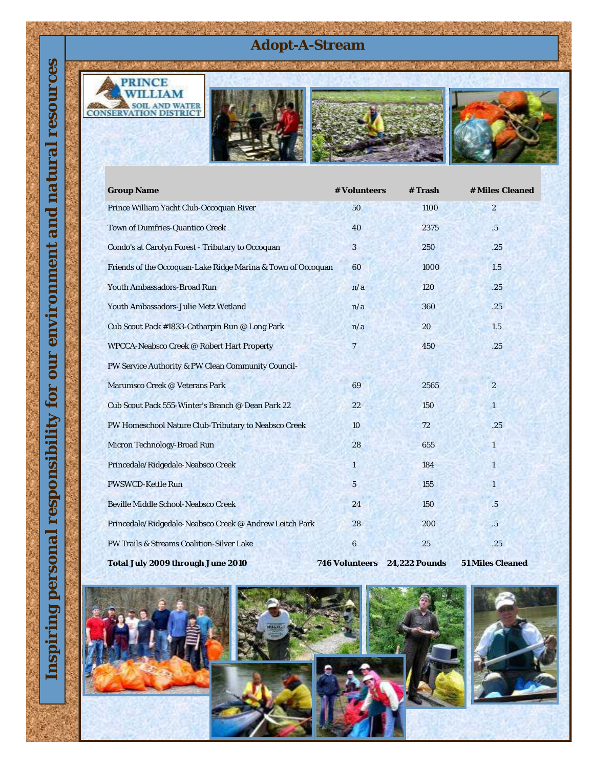# Adopt-A-Stream

Inspiring personal responsibility for our environment and natural resources

PRINCE WILLIAM SOIL AND WATER CONSERVATION DISTRICT

| Group Name | # Volunteers | # Trash | # Miles Cleaned |
|---|---|---|---|
| Prince William Yacht Club-Occoquan River | 50 | 1100 | 2 |
| Town of Dumfries-Quantico Creek | 40 | 2375 | .5 |
| Condo's at Carolyn Forest - Tributary to Occoquan | 3 | 250 | .25 |
| Friends of the Occoquan-Lake Ridge Marina & Town of Occoquan | 60 | 1000 | 1.5 |
| Youth Ambassadors-Broad Run | n/a | 120 | .25 |
| Youth Ambassadors-Julie Metz Wetland | n/a | 360 | .25 |
| Cub Scout Pack #1833-Catharpin Run @ Long Park | n/a | 20 | 1.5 |
| WPCCA-Neabsco Creek @ Robert Hart Property | 7 | 450 | .25 |
| PW Service Authority & PW Clean Community Council-Marumsco Creek @ Veterans Park | 69 | 2565 | 2 |
| Cub Scout Pack 555-Winter's Branch @ Dean Park 22 | 22 | 150 | 1 |
| PW Homeschool Nature Club-Tributary to Neabsco Creek | 10 | 72 | .25 |
| Micron Technology-Broad Run | 28 | 655 | 1 |
| Princedale/Ridgedale-Neabsco Creek | 1 | 184 | 1 |
| PWSWCD-Kettle Run | 5 | 155 | 1 |
| Beville Middle School-Neabsco Creek | 24 | 150 | .5 |
| Princedale/Ridgedale-Neabsco Creek @ Andrew Leitch Park | 28 | 200 | .5 |
| PW Trails & Streams Coalition-Silver Lake | 6 | 25 | .25 |
| **Total July 2009 through June 2010** | **746 Volunteers** | **24,222 Pounds** | **51 Miles Cleaned** |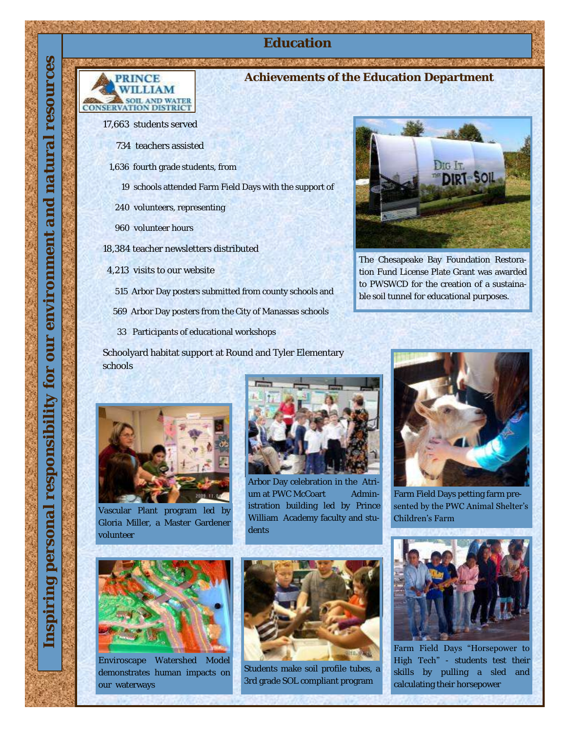# Education

## Achievements of the Education Department

17,663 students served

734 teachers assisted

1,636 fourth grade students, from

19 schools attended Farm Field Days with the support of

240 volunteers, representing

960 volunteer hours

18,384 teacher newsletters distributed

4,213 visits to our website

515 Arbor Day posters submitted from county schools and

569 Arbor Day posters from the City of Manassas schools

33 Participants of educational workshops

Schoolyard habitat support at Round and Tyler Elementary schools

The Chesapeake Bay Foundation Restoration Fund License Plate Grant was awarded to PWSWCD for the creation of a sustainable soil tunnel for educational purposes.

Vascular Plant program led by Gloria Miller, a Master Gardener volunteer

Arbor Day celebration in the Atrium at PWC McCoart Administration building led by Prince William Academy faculty and students

Farm Field Days petting farm presented by the PWC Animal Shelter's Children's Farm

Enviroscape Watershed Model demonstrates human impacts on our waterways

Students make soil profile tubes, a 3rd grade SOL compliant program

Farm Field Days "Horsepower to High Tech" - students test their skills by pulling a sled and calculating their horsepower

Inspiring personal responsibility for our environment and natural resources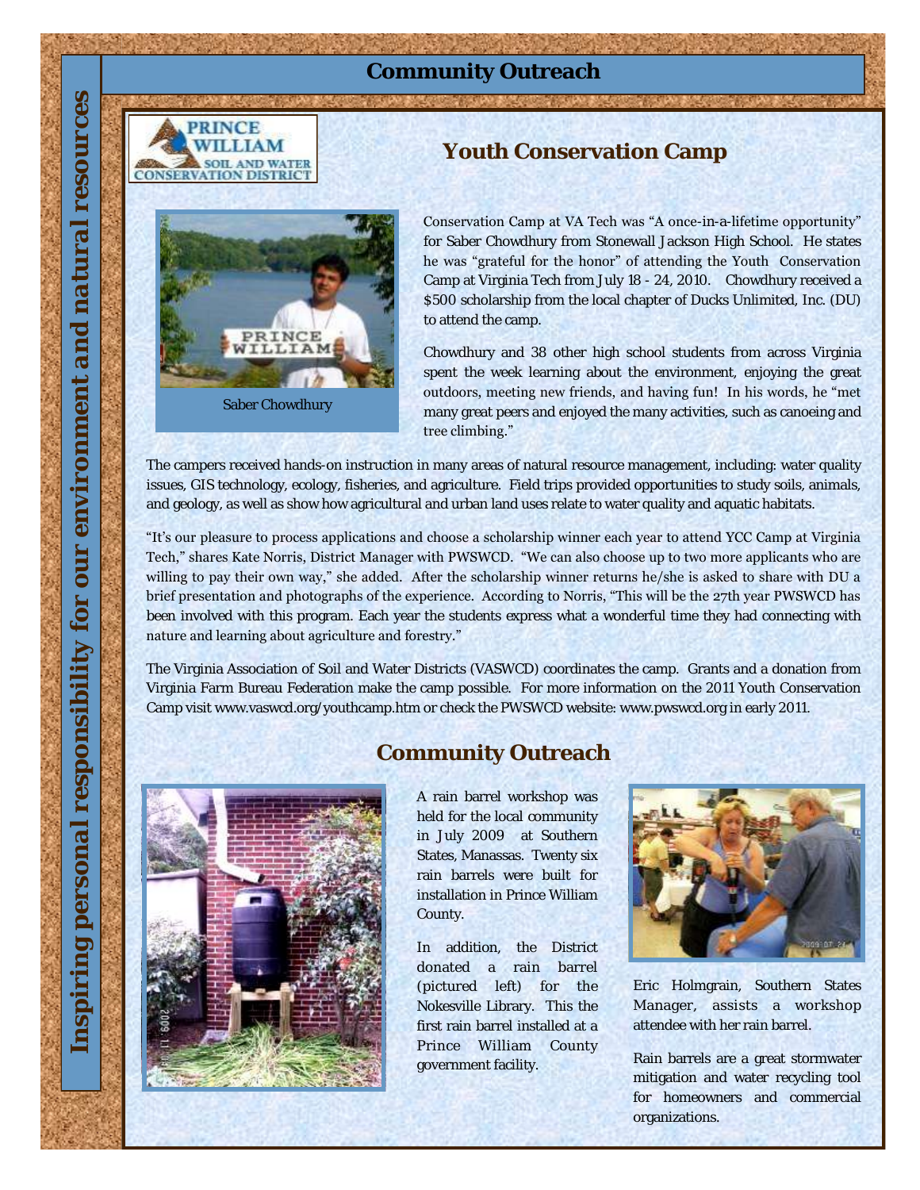## Community Outreach

**Inspiring personal responsibility for our environment and natural resources**

PRINCE WILLIAM SOIL AND WATER CONSERVATION DISTRICT

### Youth Conservation Camp

Saber Chowdhury

Conservation Camp at VA Tech was "A once-in-a-lifetime opportunity" for Saber Chowdhury from Stonewall Jackson High School. He states he was "grateful for the honor" of attending the Youth Conservation Camp at Virginia Tech from July 18 - 24, 2010. Chowdhury received a $500 scholarship from the local chapter of Ducks Unlimited, Inc. (DU) to attend the camp.

Chowdhury and 38 other high school students from across Virginia spent the week learning about the environment, enjoying the great outdoors, meeting new friends, and having fun! In his words, he "met many great peers and enjoyed the many activities, such as canoeing and tree climbing."

The campers received hands-on instruction in many areas of natural resource management, including: water quality issues, GIS technology, ecology, fisheries, and agriculture. Field trips provided opportunities to study soils, animals, and geology, as well as show how agricultural and urban land uses relate to water quality and aquatic habitats.

"It's our pleasure to process applications and choose a scholarship winner each year to attend YCC Camp at Virginia Tech," shares Kate Norris, District Manager with PWSWCD. "We can also choose up to two more applicants who are willing to pay their own way," she added. After the scholarship winner returns he/she is asked to share with DU a brief presentation and photographs of the experience. According to Norris, "This will be the 27th year PWSWCD has been involved with this program. Each year the students express what a wonderful time they had connecting with nature and learning about agriculture and forestry."

The Virginia Association of Soil and Water Districts (VASWCD) coordinates the camp. Grants and a donation from Virginia Farm Bureau Federation make the camp possible. For more information on the 2011 Youth Conservation Camp visit www.vaswcd.org/youthcamp.htm or check the PWSWCD website: www.pwswcd.org in early 2011.

### Community Outreach

A rain barrel workshop was held for the local community in July 2009 at Southern States, Manassas. Twenty six rain barrels were built for installation in Prince William County.

In addition, the District donated a rain barrel (pictured left) for the Nokesville Library. This the first rain barrel installed at a Prince William County government facility.

Eric Holmgrain, Southern States Manager, assists a workshop attendee with her rain barrel.

Rain barrels are a great stormwater mitigation and water recycling tool for homeowners and commercial organizations.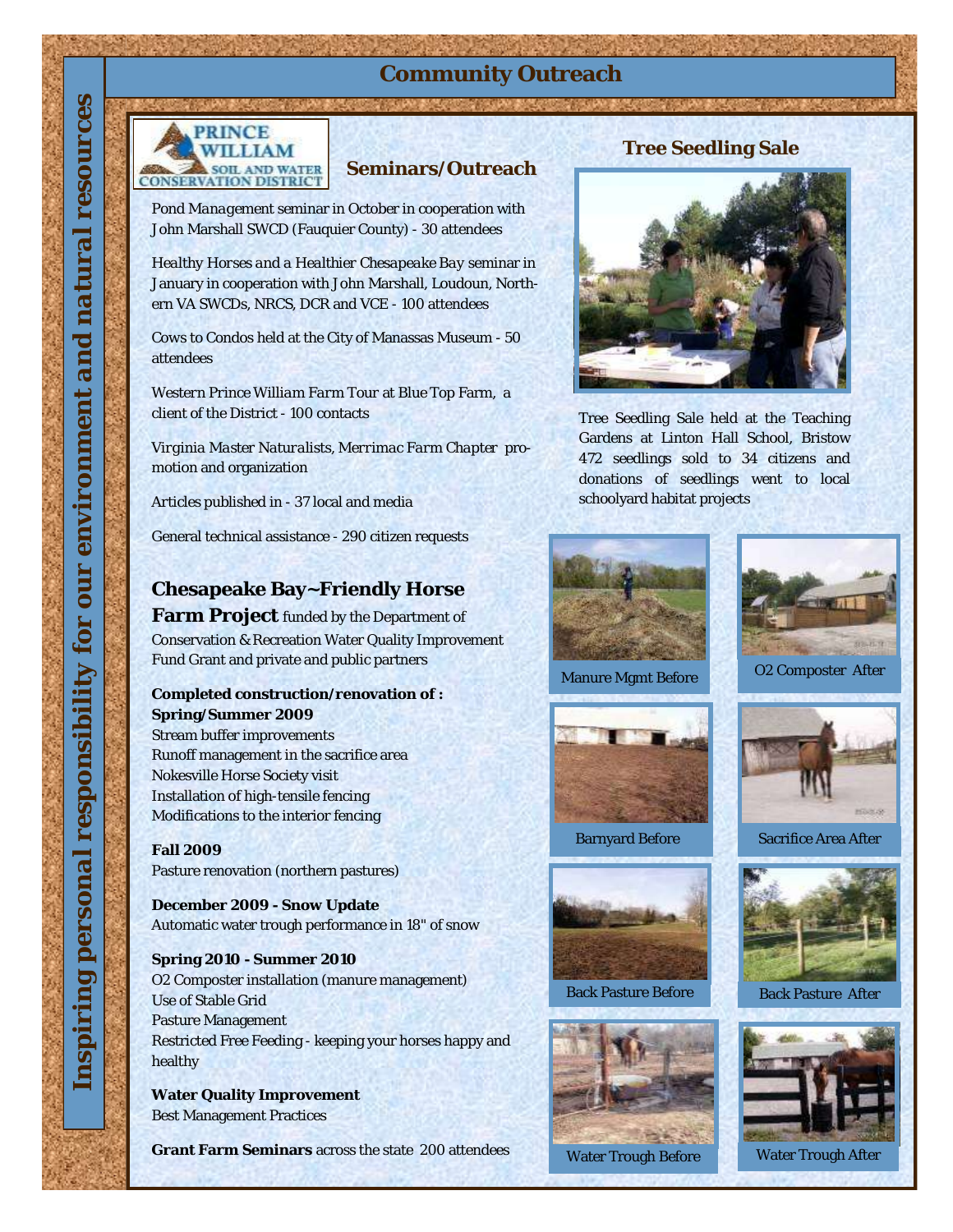# Community Outreach

Inspiring personal responsibility for our environment and natural resources

PRINCE WILLIAM SOIL AND WATER CONSERVATION DISTRICT

## Seminars/Outreach

*Pond Management* seminar in October in cooperation with John Marshall SWCD (Fauquier County) - 30 attendees

*Healthy Horses and a Healthier Chesapeake Bay* seminar in January in cooperation with John Marshall, Loudoun, Northern VA SWCDs, NRCS, DCR and VCE - 100 attendees

*Cows to Condos* held at the City of Manassas Museum - 50 attendees

*Western Prince William Farm Tour* at Blue Top Farm, a client of the District - 100 contacts

*Virginia Master Naturalists, Merrimac Farm Chapter* promotion and organization

Articles published in - 37 local and media

General technical assistance - 290 citizen requests

## Chesapeake Bay~Friendly Horse Farm Project

**Chesapeake Bay~Friendly Horse Farm Project** funded by the Department of Conservation & Recreation Water Quality Improvement Fund Grant and private and public partners

**Completed construction/renovation of : Spring/Summer 2009**

Stream buffer improvements
Runoff management in the sacrifice area
Nokesville Horse Society visit
Installation of high-tensile fencing
Modifications to the interior fencing

**Fall 2009**

Pasture renovation (northern pastures)

**December 2009 - Snow Update**

Automatic water trough performance in 18" of snow

**Spring 2010 - Summer 2010**

O2 Composter installation (manure management)
Use of Stable Grid
Pasture Management
Restricted Free Feeding - keeping your horses happy and healthy

**Water Quality Improvement**

Best Management Practices

**Grant Farm Seminars** across the state 200 attendees

## Tree Seedling Sale

Tree Seedling Sale held at the Teaching Gardens at Linton Hall School, Bristow 472 seedlings sold to 34 citizens and donations of seedlings went to local schoolyard habitat projects

Manure Mgmt Before

O2 Composter After

Barnyard Before

Sacrifice Area After

Back Pasture Before

Back Pasture After

Water Trough Before

Water Trough After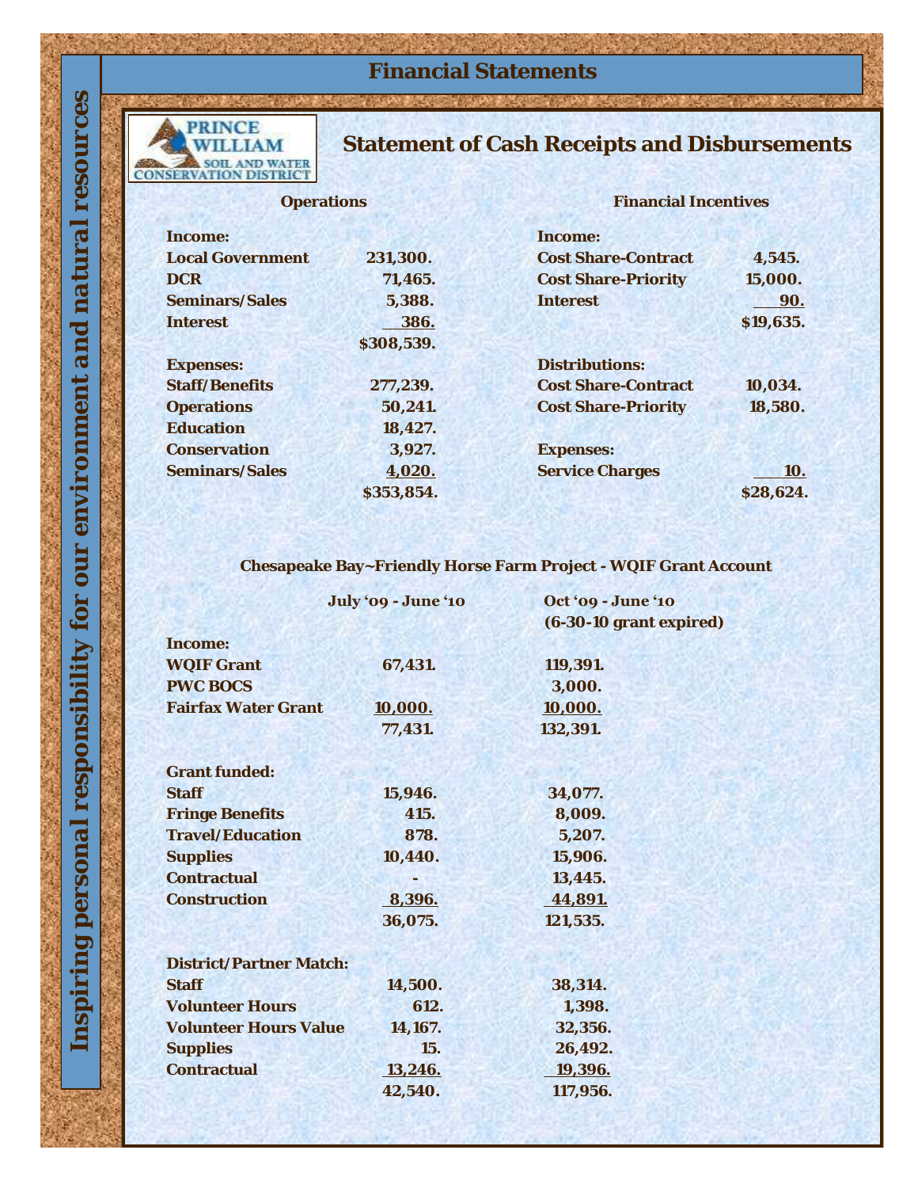# Financial Statements

Inspiring personal responsibility for our environment and natural resources

PRINCE WILLIAM SOIL AND WATER CONSERVATION DISTRICT

## Statement of Cash Receipts and Disbursements

### Operations

| | |
|---|---|
| **Income:** | |
| **Local Government** | 231,300. |
| **DCR** | 71,465. |
| **Seminars/Sales** | 5,388. |
| **Interest** | 386. |
| | $308,539. |
| **Expenses:** | |
| **Staff/Benefits** | 277,239. |
| **Operations** | 50,241. |
| **Education** | 18,427. |
| **Conservation** | 3,927. |
| **Seminars/Sales** | 4,020. |
| | $353,854. |

### Financial Incentives

| | |
|---|---|
| **Income:** | |
| **Cost Share-Contract** | 4,545. |
| **Cost Share-Priority** | 15,000. |
| **Interest** | 90. |
| | $19,635. |
| **Distributions:** | |
| **Cost Share-Contract** | 10,034. |
| **Cost Share-Priority** | 18,580. |
| **Expenses:** | |
| **Service Charges** | 10. |
| | $28,624. |

### Chesapeake Bay~Friendly Horse Farm Project - WQIF Grant Account

| | July '09 - June '10 | Oct '09 - June '10 (6-30-10 grant expired) |
|---|---|---|
| **Income:** | | |
| **WQIF Grant** | 67,431. | 119,391. |
| **PWC BOCS** | | 3,000. |
| **Fairfax Water Grant** | 10,000. | 10,000. |
| | 77,431. | 132,391. |
| **Grant funded:** | | |
| **Staff** | 15,946. | 34,077. |
| **Fringe Benefits** | 415. | 8,009. |
| **Travel/Education** | 878. | 5,207. |
| **Supplies** | 10,440. | 15,906. |
| **Contractual** | - | 13,445. |
| **Construction** | 8,396. | 44,891. |
| | 36,075. | 121,535. |
| **District/Partner Match:** | | |
| **Staff** | 14,500. | 38,314. |
| **Volunteer Hours** | 612. | 1,398. |
| **Volunteer Hours Value** | 14,167. | 32,356. |
| **Supplies** | 15. | 26,492. |
| **Contractual** | 13,246. | 19,396. |
| | 42,540. | 117,956. |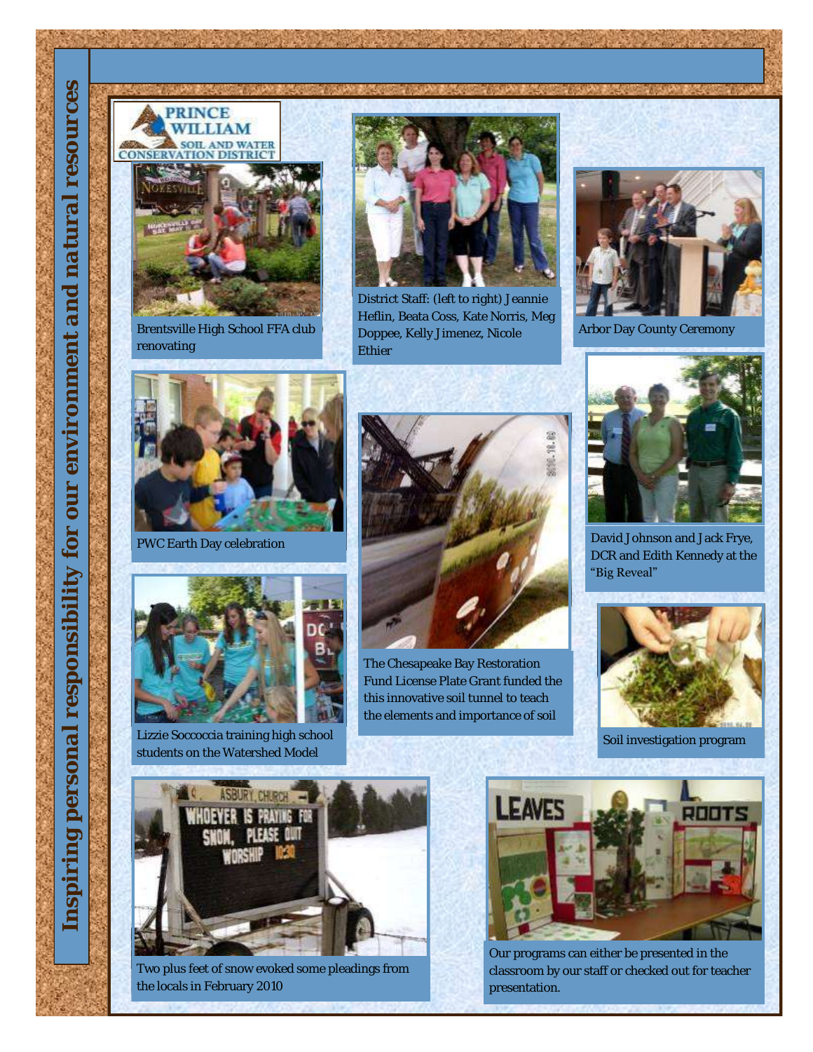**Inspiring personal responsibility for our environment and natural resources**

PRINCE WILLIAM SOIL AND WATER CONSERVATION DISTRICT

Brentsville High School FFA club renovating

District Staff: (left to right) Jeannie Heflin, Beata Coss, Kate Norris, Meg Doppee, Kelly Jimenez, Nicole Ethier

Arbor Day County Ceremony

PWC Earth Day celebration

David Johnson and Jack Frye, DCR and Edith Kennedy at the "Big Reveal"

The Chesapeake Bay Restoration Fund License Plate Grant funded the this innovative soil tunnel to teach the elements and importance of soil

Lizzie Soccoccia training high school students on the Watershed Model

Soil investigation program

Two plus feet of snow evoked some pleadings from the locals in February 2010

Our programs can either be presented in the classroom by our staff or checked out for teacher presentation.